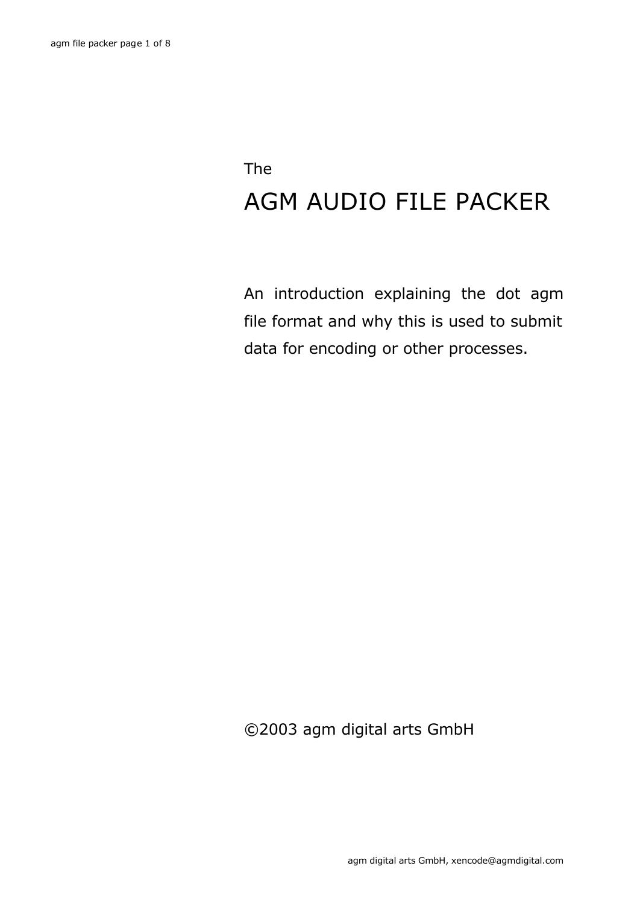The

# AGM AUDIO FILE PACKER

An introduction explaining the dot agm file format and why this is used to submit data for encoding or other processes.

©2003 agm digital arts GmbH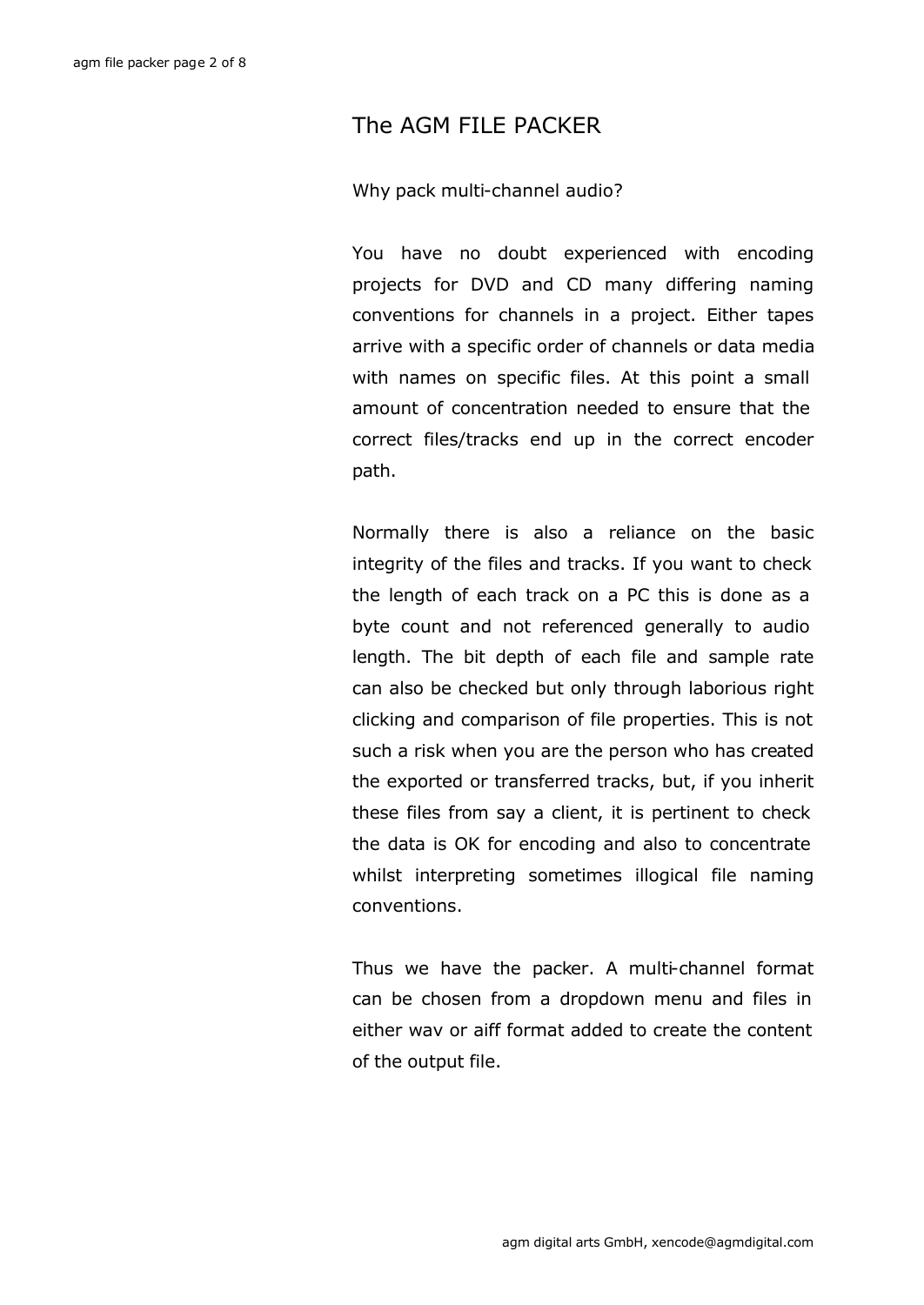# The AGM FILE PACKER

Why pack multi-channel audio?

You have no doubt experienced with encoding projects for DVD and CD many differing naming conventions for channels in a project. Either tapes arrive with a specific order of channels or data media with names on specific files. At this point a small amount of concentration needed to ensure that the correct files/tracks end up in the correct encoder path.

Normally there is also a reliance on the basic integrity of the files and tracks. If you want to check the length of each track on a PC this is done as a byte count and not referenced generally to audio length. The bit depth of each file and sample rate can also be checked but only through laborious right clicking and comparison of file properties. This is not such a risk when you are the person who has created the exported or transferred tracks, but, if you inherit these files from say a client, it is pertinent to check the data is OK for encoding and also to concentrate whilst interpreting sometimes illogical file naming conventions.

Thus we have the packer. A multi-channel format can be chosen from a dropdown menu and files in either wav or aiff format added to create the content of the output file.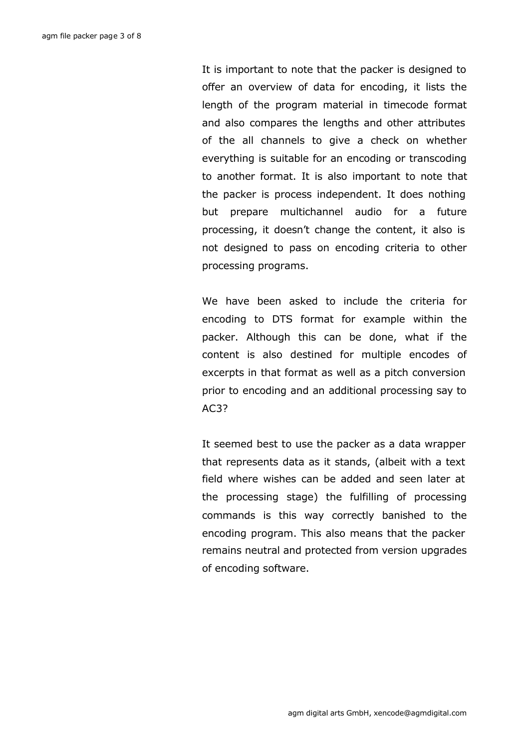It is important to note that the packer is designed to offer an overview of data for encoding, it lists the length of the program material in timecode format and also compares the lengths and other attributes of the all channels to give a check on whether everything is suitable for an encoding or transcoding to another format. It is also important to note that the packer is process independent. It does nothing but prepare multichannel audio for a future processing, it doesn't change the content, it also is not designed to pass on encoding criteria to other processing programs.

We have been asked to include the criteria for encoding to DTS format for example within the packer. Although this can be done, what if the content is also destined for multiple encodes of excerpts in that format as well as a pitch conversion prior to encoding and an additional processing say to AC3?

It seemed best to use the packer as a data wrapper that represents data as it stands, (albeit with a text field where wishes can be added and seen later at the processing stage) the fulfilling of processing commands is this way correctly banished to the encoding program. This also means that the packer remains neutral and protected from version upgrades of encoding software.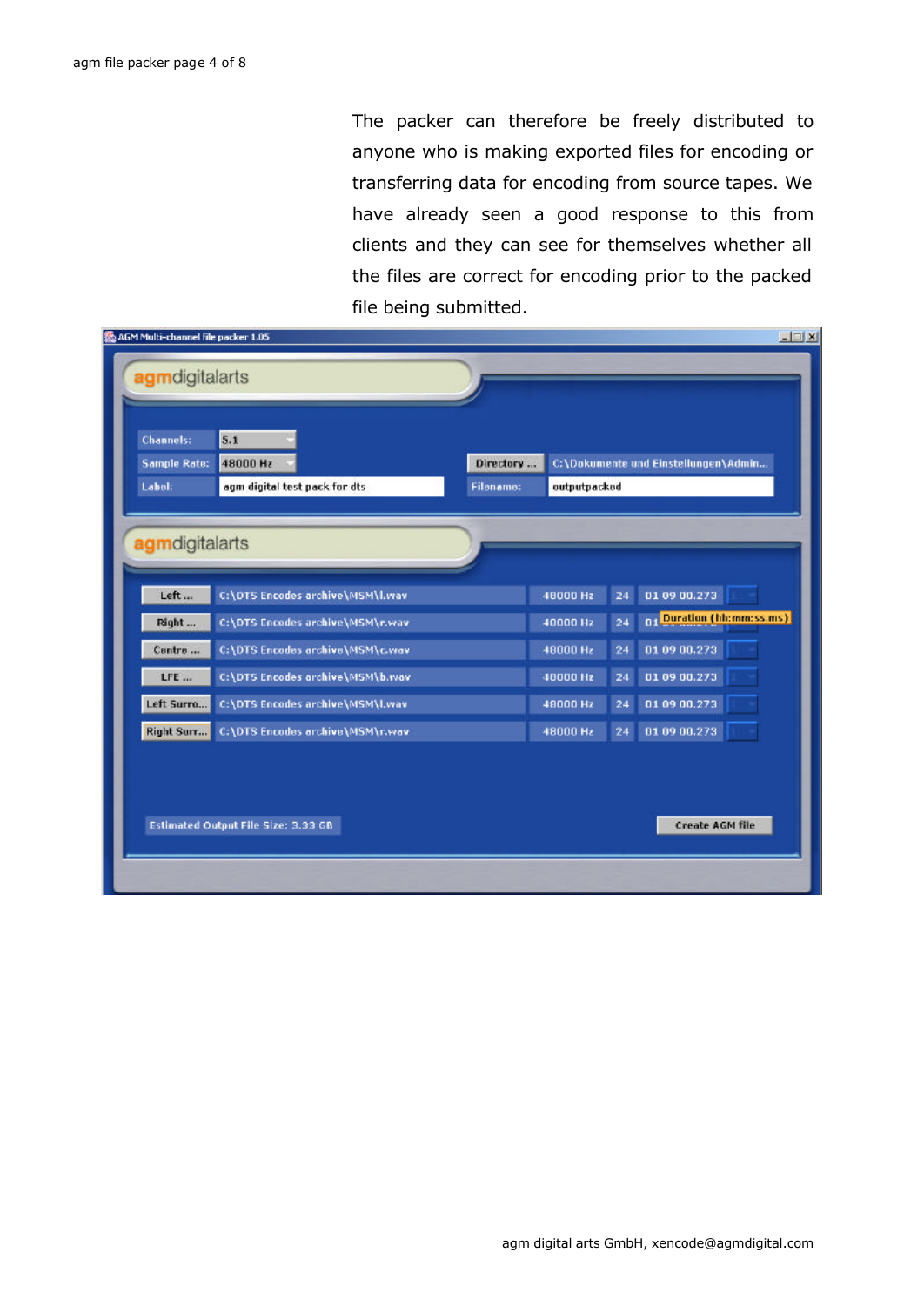The packer can therefore be freely distributed to anyone who is making exported files for encoding or transferring data for encoding from source tapes. We have already seen a good response to this from clients and they can see for themselves whether all the files are correct for encoding prior to the packed file being submitted.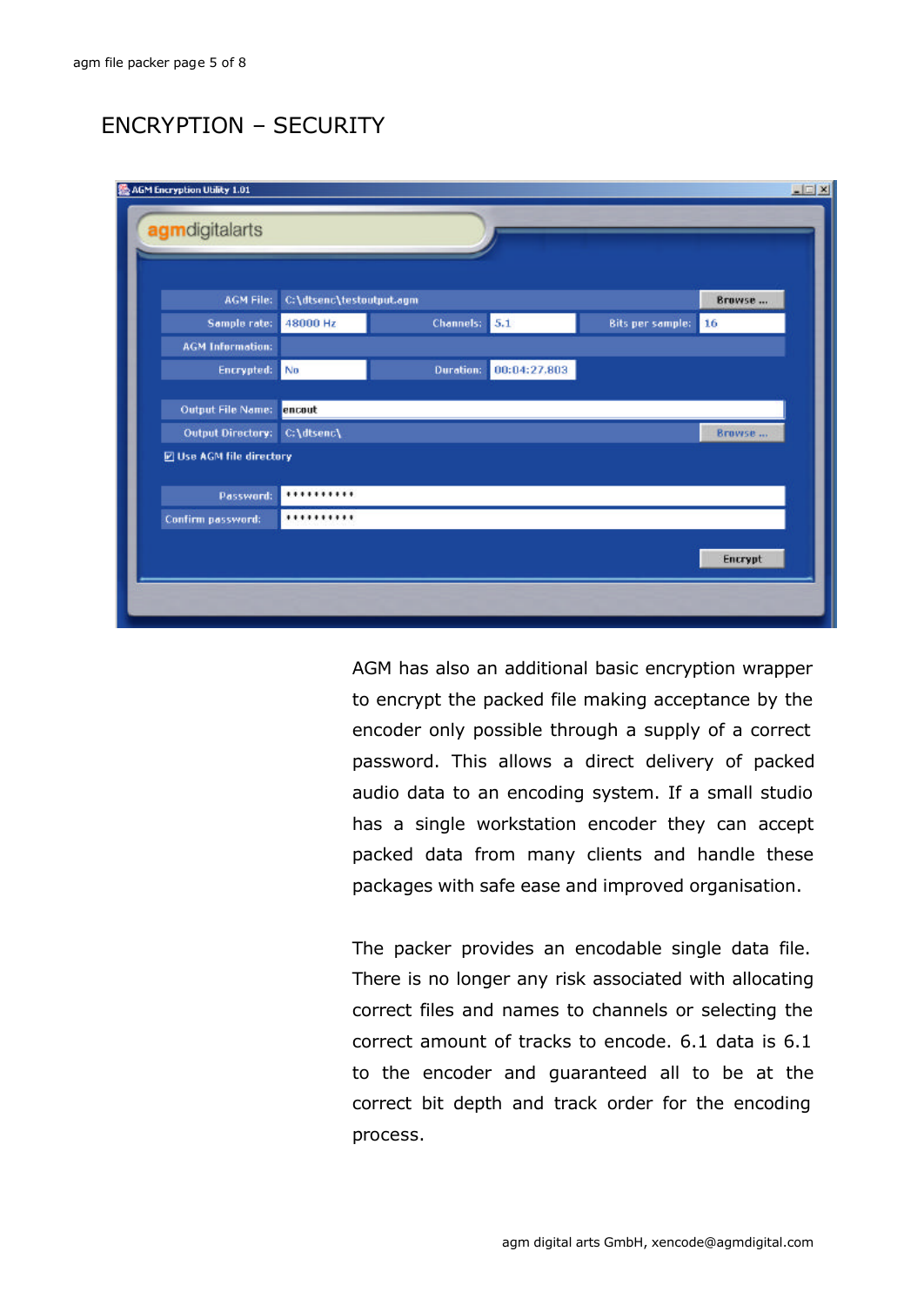# ENCRYPTION – SECURITY

AGM has also an additional basic encryption wrapper to encrypt the packed file making acceptance by the encoder only possible through a supply of a correct password. This allows a direct delivery of packed audio data to an encoding system. If a small studio has a single workstation encoder they can accept packed data from many clients and handle these packages with safe ease and improved organisation.

The packer provides an encodable single data file. There is no longer any risk associated with allocating correct files and names to channels or selecting the correct amount of tracks to encode. 6.1 data is 6.1 to the encoder and guaranteed all to be at the correct bit depth and track order for the encoding process.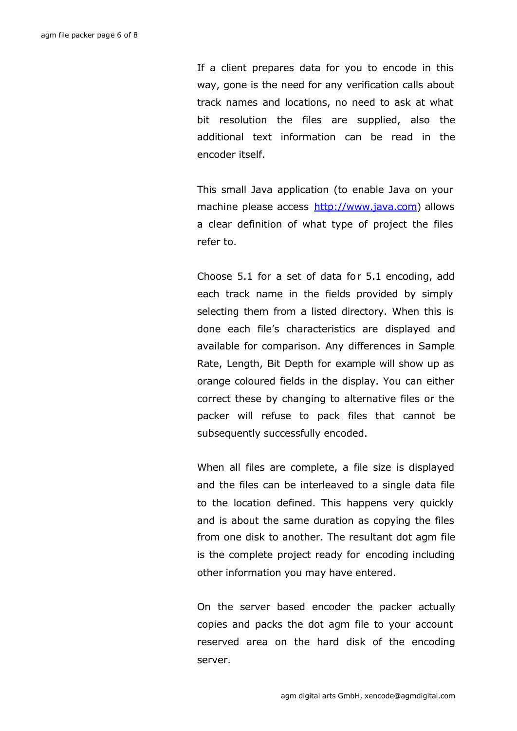If a client prepares data for you to encode in this way, gone is the need for any verification calls about track names and locations, no need to ask at what bit resolution the files are supplied, also the additional text information can be read in the encoder itself.

This small Java application (to enable Java on your machine please access [http://www.java.com](http://www.java.com)) allows a clear definition of what type of project the files refer to.

Choose 5.1 for a set of data for 5.1 encoding, add each track name in the fields provided by simply selecting them from a listed directory. When this is done each file's characteristics are displayed and available for comparison. Any differences in Sample Rate, Length, Bit Depth for example will show up as orange coloured fields in the display. You can either correct these by changing to alternative files or the packer will refuse to pack files that cannot be subsequently successfully encoded.

When all files are complete, a file size is displayed and the files can be interleaved to a single data file to the location defined. This happens very quickly and is about the same duration as copying the files from one disk to another. The resultant dot agm file is the complete project ready for encoding including other information you may have entered.

On the server based encoder the packer actually copies and packs the dot agm file to your account reserved area on the hard disk of the encoding server.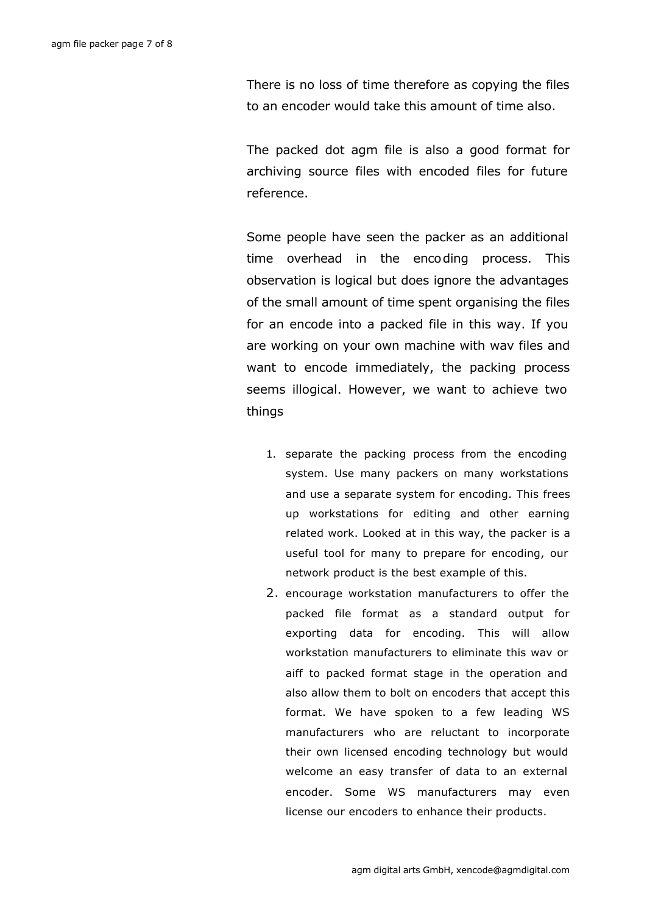There is no loss of time therefore as copying the files to an encoder would take this amount of time also.

The packed dot agm file is also a good format for archiving source files with encoded files for future reference.

Some people have seen the packer as an additional time overhead in the encoding process. This observation is logical but does ignore the advantages of the small amount of time spent organising the files for an encode into a packed file in this way. If you are working on your own machine with wav files and want to encode immediately, the packing process seems illogical. However, we want to achieve two things

1. separate the packing process from the encoding system. Use many packers on many workstations and use a separate system for encoding. This frees up workstations for editing and other earning related work. Looked at in this way, the packer is a useful tool for many to prepare for encoding, our network product is the best example of this.
2. encourage workstation manufacturers to offer the packed file format as a standard output for exporting data for encoding. This will allow workstation manufacturers to eliminate this wav or aiff to packed format stage in the operation and also allow them to bolt on encoders that accept this format. We have spoken to a few leading WS manufacturers who are reluctant to incorporate their own licensed encoding technology but would welcome an easy transfer of data to an external encoder. Some WS manufacturers may even license our encoders to enhance their products.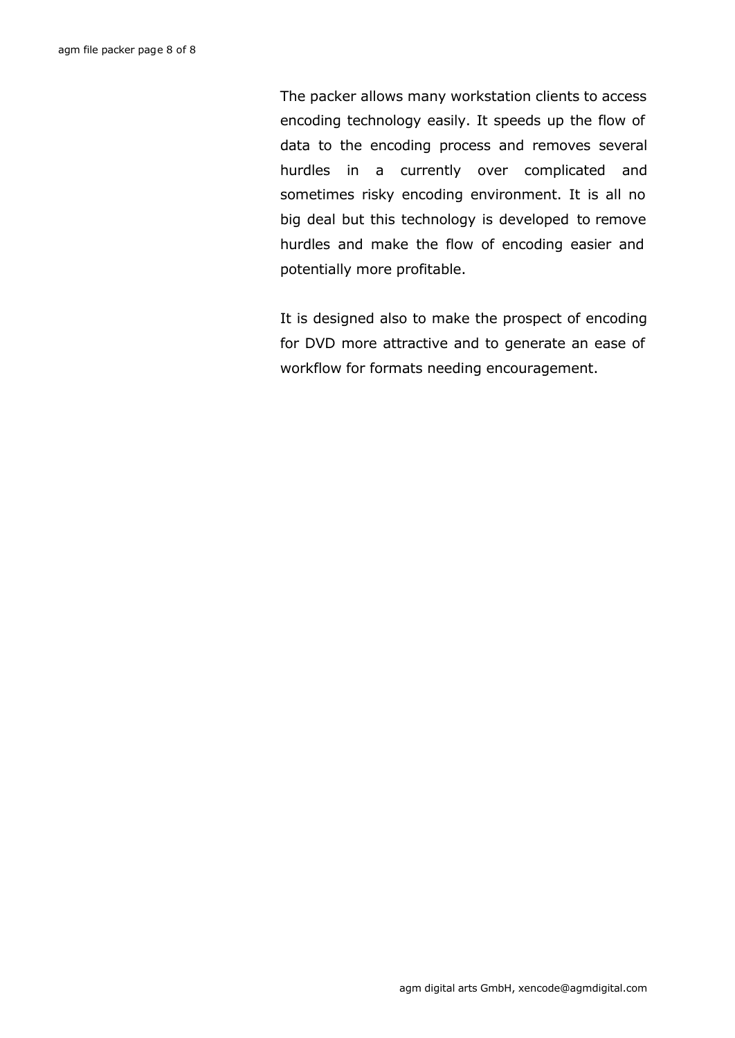The packer allows many workstation clients to access encoding technology easily. It speeds up the flow of data to the encoding process and removes several hurdles in a currently over complicated and sometimes risky encoding environment. It is all no big deal but this technology is developed to remove hurdles and make the flow of encoding easier and potentially more profitable.

It is designed also to make the prospect of encoding for DVD more attractive and to generate an ease of workflow for formats needing encouragement.